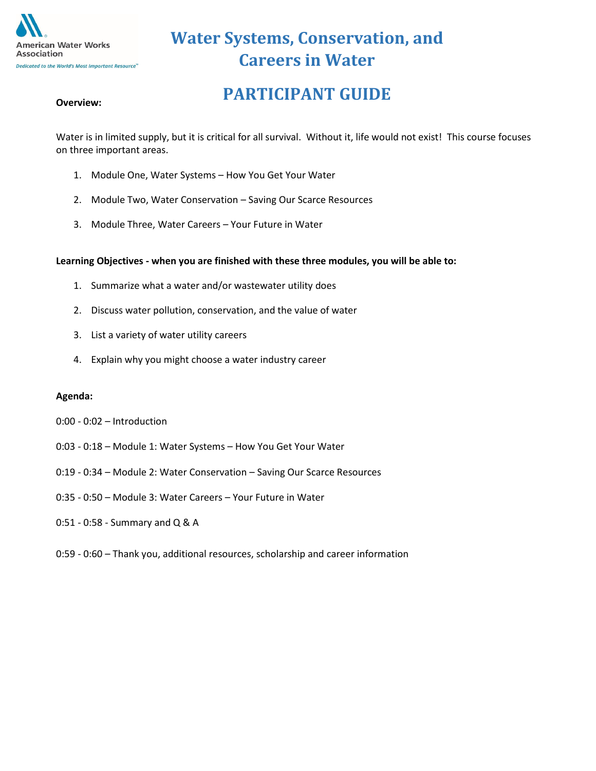American Water Works Association

*Dedicated to the World's Most Important Resource™*

# Water Systems, Conservation, and Careers in Water

## PARTICIPANT GUIDE

**Overview:**

Water is in limited supply, but it is critical for all survival. Without it, life would not exist! This course focuses on three important areas.

1. Module One, Water Systems – How You Get Your Water
2. Module Two, Water Conservation – Saving Our Scarce Resources
3. Module Three, Water Careers – Your Future in Water

**Learning Objectives - when you are finished with these three modules, you will be able to:**

1. Summarize what a water and/or wastewater utility does
2. Discuss water pollution, conservation, and the value of water
3. List a variety of water utility careers
4. Explain why you might choose a water industry career

**Agenda:**

0:00 - 0:02 – Introduction

0:03 - 0:18 – Module 1: Water Systems – How You Get Your Water

0:19 - 0:34 – Module 2: Water Conservation – Saving Our Scarce Resources

0:35 - 0:50 – Module 3: Water Careers – Your Future in Water

0:51 - 0:58 - Summary and Q & A

0:59 - 0:60 – Thank you, additional resources, scholarship and career information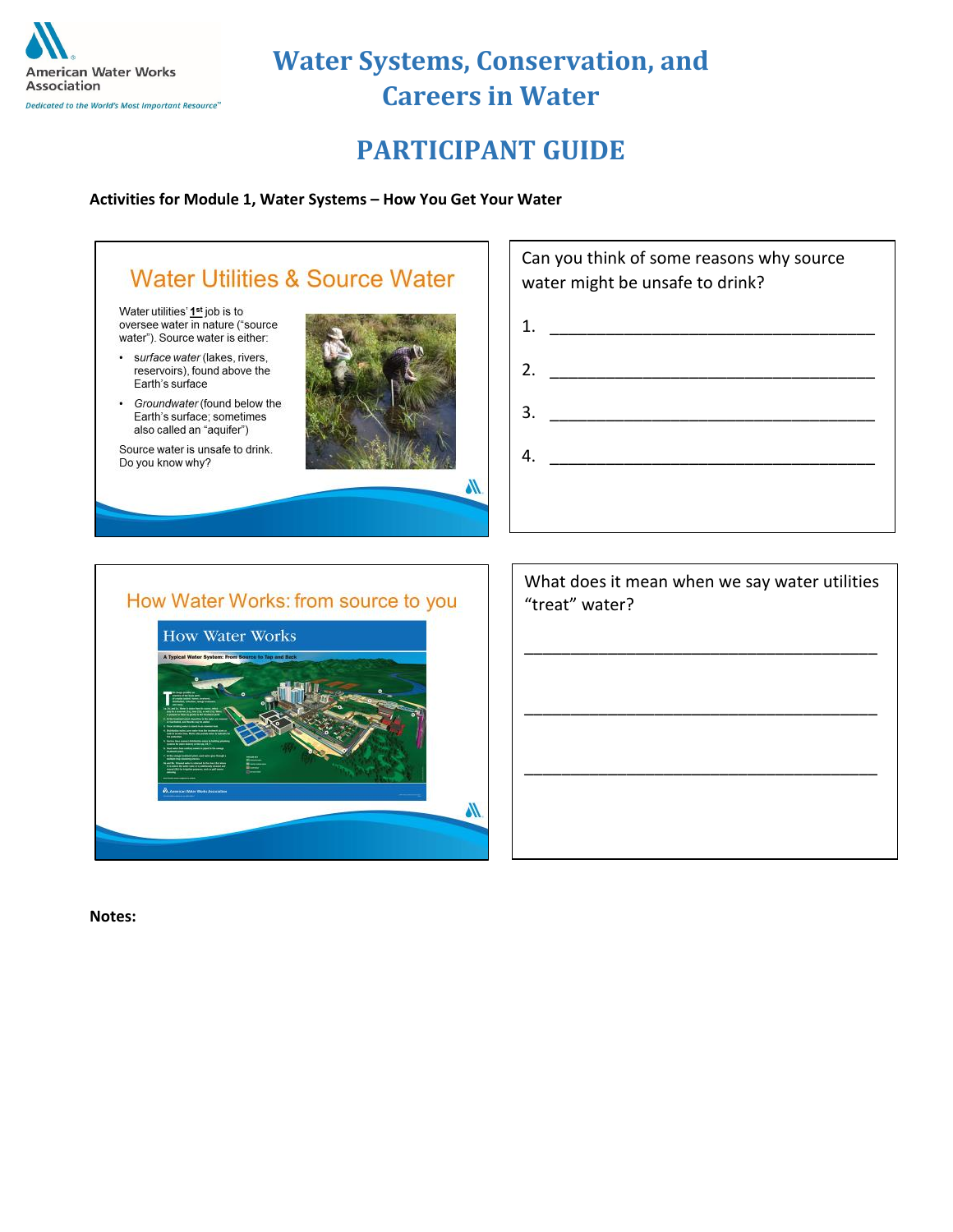# Water Systems, Conservation, and Careers in Water

## PARTICIPANT GUIDE

**Activities for Module 1, Water Systems – How You Get Your Water**

### Water Utilities & Source Water

Water utilities' **1st** job is to oversee water in nature ("source water"). Source water is either:

- *surface water* (lakes, rivers, reservoirs), found above the Earth's surface
- *Groundwater* (found below the Earth's surface; sometimes also called an "aquifer")

Source water is unsafe to drink. Do you know why?

Can you think of some reasons why source water might be unsafe to drink?

1. ______________________________________
2. ______________________________________
3. ______________________________________
4. ______________________________________

### How Water Works: from source to you

What does it mean when we say water utilities "treat" water?

______________________________________

______________________________________

______________________________________

**Notes:**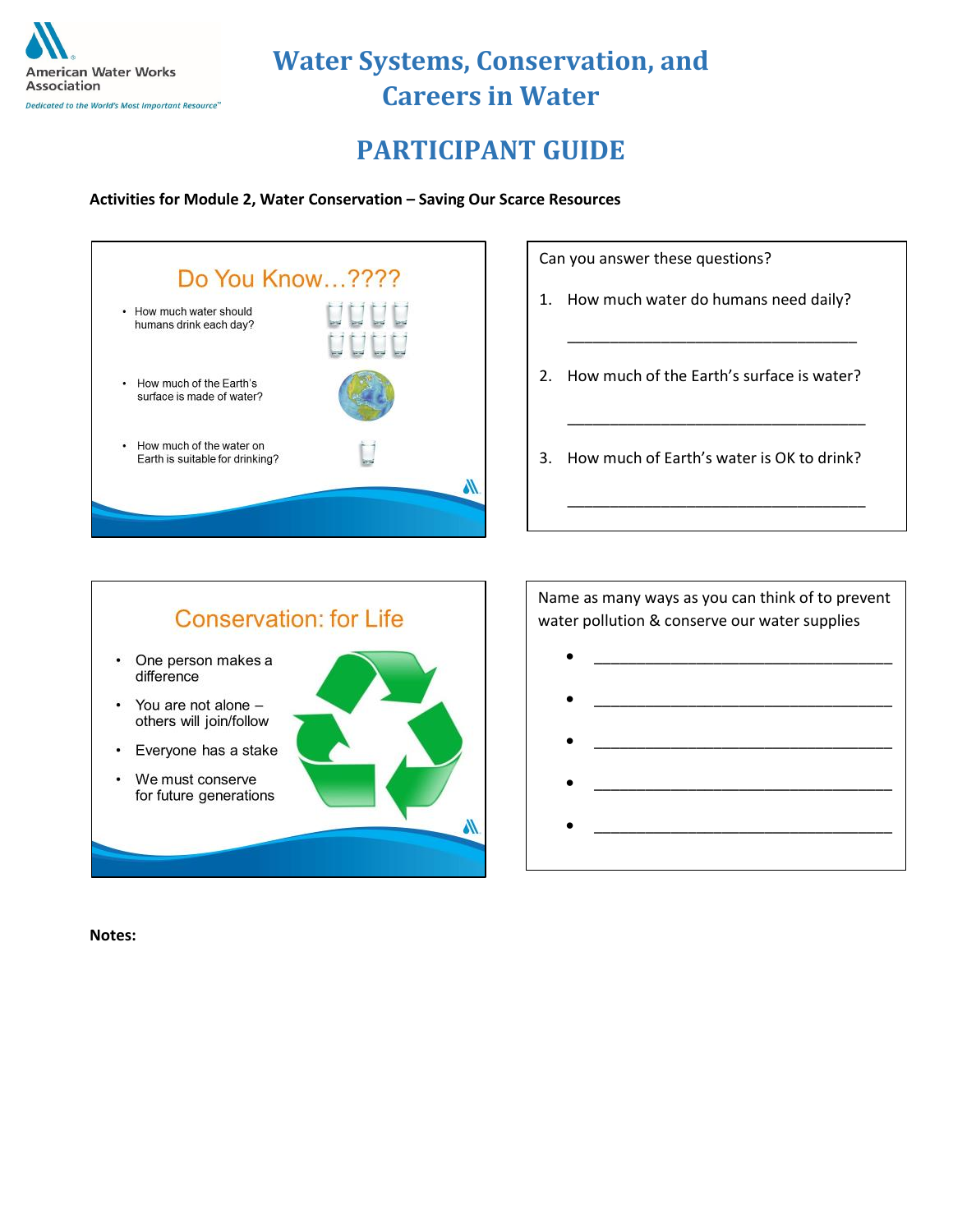American Water Works Association

*Dedicated to the World's Most Important Resource™*

# Water Systems, Conservation, and Careers in Water

# PARTICIPANT GUIDE

**Activities for Module 2, Water Conservation – Saving Our Scarce Resources**

## Do You Know…????

- How much water should humans drink each day?
- How much of the Earth's surface is made of water?
- How much of the water on Earth is suitable for drinking?

Can you answer these questions?

1. How much water do humans need daily?

   ____________________________________

2. How much of the Earth's surface is water?

   ____________________________________

3. How much of Earth's water is OK to drink?

   ____________________________________

## Conservation: for Life

- One person makes a difference
- You are not alone – others will join/follow
- Everyone has a stake
- We must conserve for future generations

Name as many ways as you can think of to prevent water pollution & conserve our water supplies

- ____________________________________
- ____________________________________
- ____________________________________
- ____________________________________
- ____________________________________

**Notes:**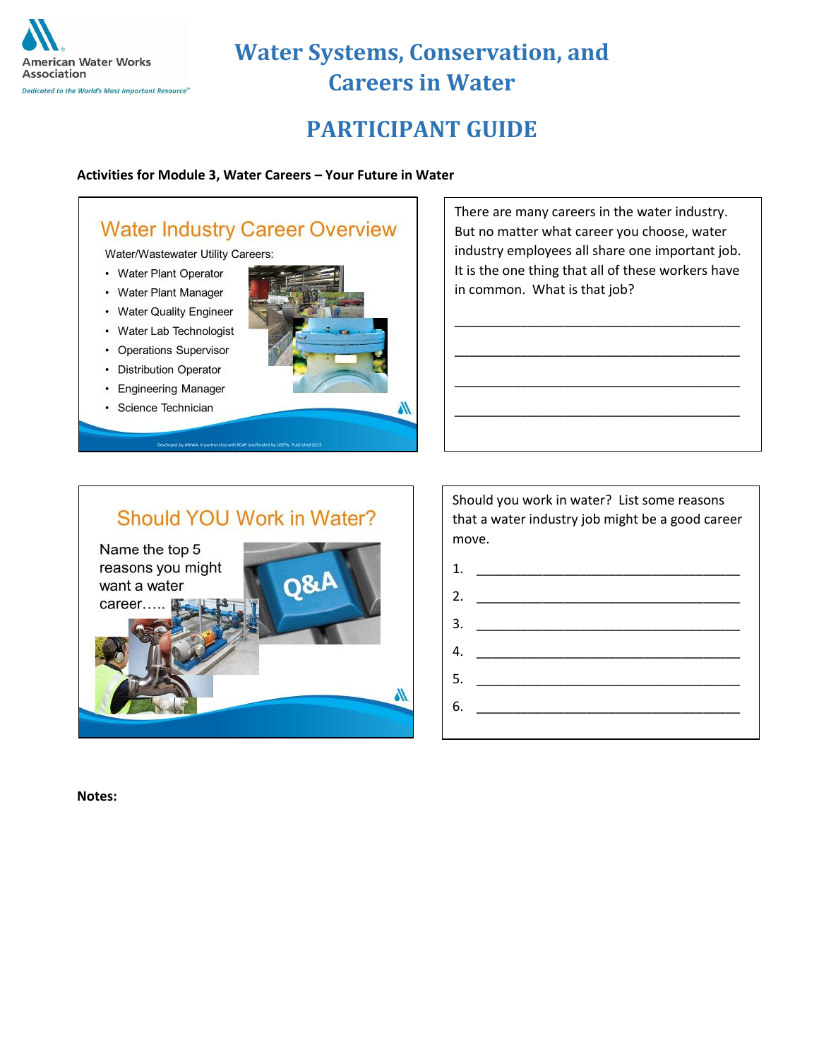American Water Works Association

*Dedicated to the World's Most Important Resource™*

# Water Systems, Conservation, and Careers in Water

## PARTICIPANT GUIDE

**Activities for Module 3, Water Careers – Your Future in Water**

### Water Industry Career Overview

Water/Wastewater Utility Careers:

- Water Plant Operator
- Water Plant Manager
- Water Quality Engineer
- Water Lab Technologist
- Operations Supervisor
- Distribution Operator
- Engineering Manager
- Science Technician

Developed by AWWA in partnership with RCAP and funded by USEPA, Published 2015

There are many careers in the water industry. But no matter what career you choose, water industry employees all share one important job. It is the one thing that all of these workers have in common. What is that job?

\_\_\_\_\_\_\_\_\_\_\_\_\_\_\_\_\_\_\_\_\_\_\_\_\_\_\_\_\_\_\_\_\_\_\_\_\_\_\_\_

\_\_\_\_\_\_\_\_\_\_\_\_\_\_\_\_\_\_\_\_\_\_\_\_\_\_\_\_\_\_\_\_\_\_\_\_\_\_\_\_

\_\_\_\_\_\_\_\_\_\_\_\_\_\_\_\_\_\_\_\_\_\_\_\_\_\_\_\_\_\_\_\_\_\_\_\_\_\_\_\_

\_\_\_\_\_\_\_\_\_\_\_\_\_\_\_\_\_\_\_\_\_\_\_\_\_\_\_\_\_\_\_\_\_\_\_\_\_\_\_\_

### Should YOU Work in Water?

Name the top 5 reasons you might want a water career.....

Q&A

Should you work in water? List some reasons that a water industry job might be a good career move.

1. \_\_\_\_\_\_\_\_\_\_\_\_\_\_\_\_\_\_\_\_\_\_\_\_\_\_\_\_\_\_\_\_\_\_\_\_
2. \_\_\_\_\_\_\_\_\_\_\_\_\_\_\_\_\_\_\_\_\_\_\_\_\_\_\_\_\_\_\_\_\_\_\_\_
3. \_\_\_\_\_\_\_\_\_\_\_\_\_\_\_\_\_\_\_\_\_\_\_\_\_\_\_\_\_\_\_\_\_\_\_\_
4. \_\_\_\_\_\_\_\_\_\_\_\_\_\_\_\_\_\_\_\_\_\_\_\_\_\_\_\_\_\_\_\_\_\_\_\_
5. \_\_\_\_\_\_\_\_\_\_\_\_\_\_\_\_\_\_\_\_\_\_\_\_\_\_\_\_\_\_\_\_\_\_\_\_
6. \_\_\_\_\_\_\_\_\_\_\_\_\_\_\_\_\_\_\_\_\_\_\_\_\_\_\_\_\_\_\_\_\_\_\_\_

**Notes:**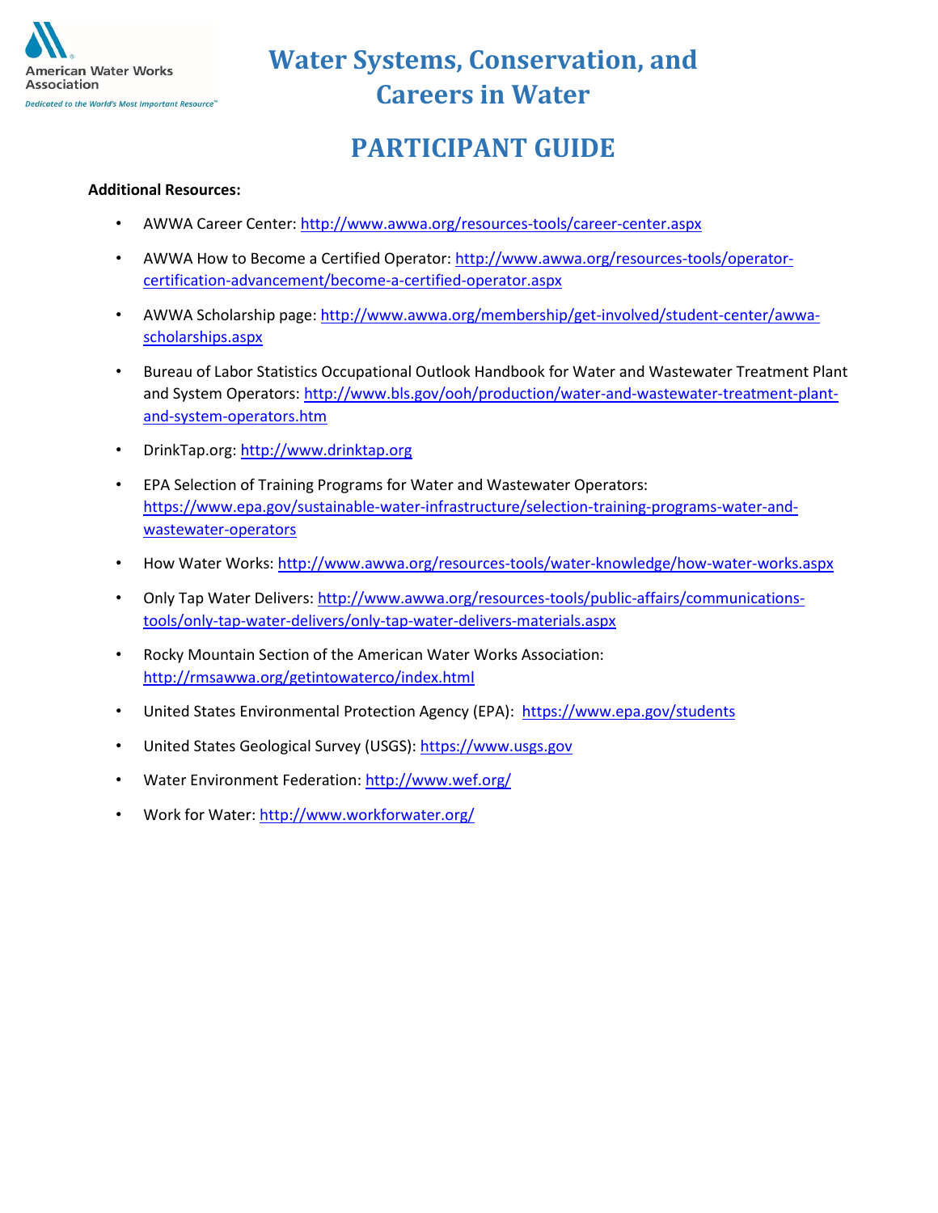# Water Systems, Conservation, and Careers in Water

# PARTICIPANT GUIDE

**Additional Resources:**

- AWWA Career Center: http://www.awwa.org/resources-tools/career-center.aspx
- AWWA How to Become a Certified Operator: http://www.awwa.org/resources-tools/operator-certification-advancement/become-a-certified-operator.aspx
- AWWA Scholarship page: http://www.awwa.org/membership/get-involved/student-center/awwa-scholarships.aspx
- Bureau of Labor Statistics Occupational Outlook Handbook for Water and Wastewater Treatment Plant and System Operators: http://www.bls.gov/ooh/production/water-and-wastewater-treatment-plant-and-system-operators.htm
- DrinkTap.org: http://www.drinktap.org
- EPA Selection of Training Programs for Water and Wastewater Operators: https://www.epa.gov/sustainable-water-infrastructure/selection-training-programs-water-and-wastewater-operators
- How Water Works: http://www.awwa.org/resources-tools/water-knowledge/how-water-works.aspx
- Only Tap Water Delivers: http://www.awwa.org/resources-tools/public-affairs/communications-tools/only-tap-water-delivers/only-tap-water-delivers-materials.aspx
- Rocky Mountain Section of the American Water Works Association: http://rmsawwa.org/getintowaterco/index.html
- United States Environmental Protection Agency (EPA): https://www.epa.gov/students
- United States Geological Survey (USGS): https://www.usgs.gov
- Water Environment Federation: http://www.wef.org/
- Work for Water: http://www.workforwater.org/